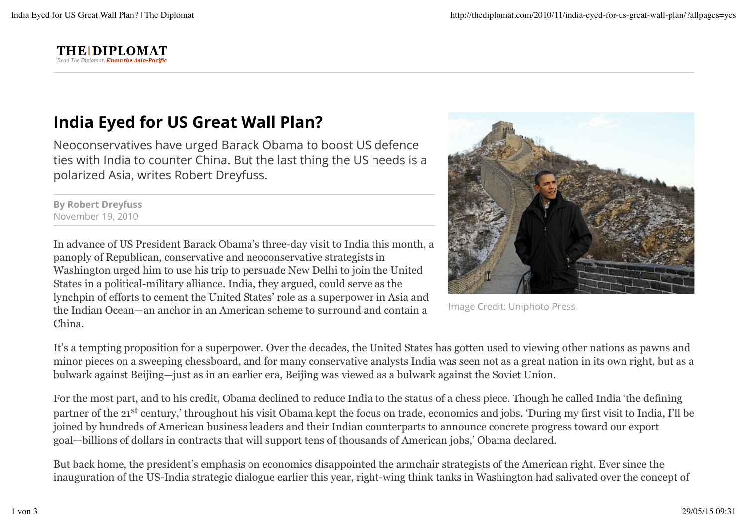THE | DIPLOMAT

*Read The Diplomat, Know the Asia-Pacific*

# India Eyed for US Great Wall Plan?

Neoconservatives have urged Barack Obama to boost US defence ties with India to counter China. But the last thing the US needs is a polarized Asia, writes Robert Dreyfuss.

**By Robert Dreyfuss**
November 19, 2010

Image Credit: Uniphoto Press

In advance of US President Barack Obama's three-day visit to India this month, a panoply of Republican, conservative and neoconservative strategists in Washington urged him to use his trip to persuade New Delhi to join the United States in a political-military alliance. India, they argued, could serve as the lynchpin of efforts to cement the United States' role as a superpower in Asia and the Indian Ocean—an anchor in an American scheme to surround and contain a China.

It's a tempting proposition for a superpower. Over the decades, the United States has gotten used to viewing other nations as pawns and minor pieces on a sweeping chessboard, and for many conservative analysts India was seen not as a great nation in its own right, but as a bulwark against Beijing—just as in an earlier era, Beijing was viewed as a bulwark against the Soviet Union.

For the most part, and to his credit, Obama declined to reduce India to the status of a chess piece. Though he called India 'the defining partner of the 21st century,' throughout his visit Obama kept the focus on trade, economics and jobs. 'During my first visit to India, I'll be joined by hundreds of American business leaders and their Indian counterparts to announce concrete progress toward our export goal—billions of dollars in contracts that will support tens of thousands of American jobs,' Obama declared.

But back home, the president's emphasis on economics disappointed the armchair strategists of the American right. Ever since the inauguration of the US-India strategic dialogue earlier this year, right-wing think tanks in Washington had salivated over the concept of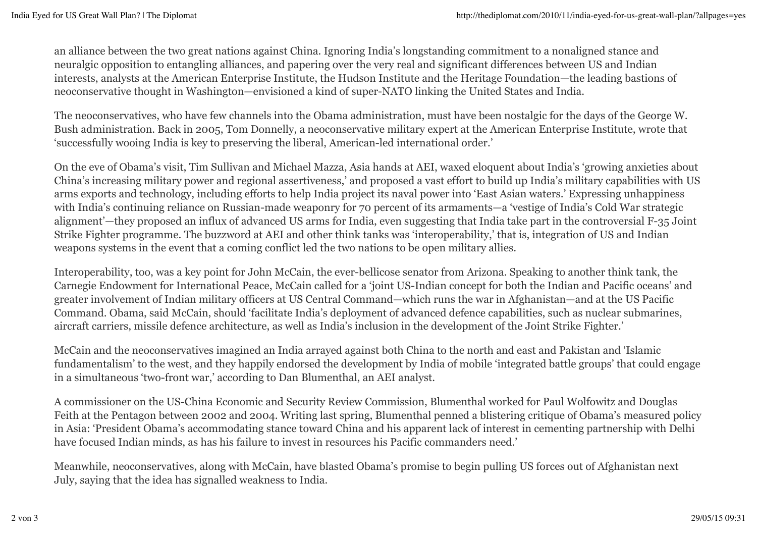an alliance between the two great nations against China. Ignoring India's longstanding commitment to a nonaligned stance and neuralgic opposition to entangling alliances, and papering over the very real and significant differences between US and Indian interests, analysts at the American Enterprise Institute, the Hudson Institute and the Heritage Foundation—the leading bastions of neoconservative thought in Washington—envisioned a kind of super-NATO linking the United States and India.

The neoconservatives, who have few channels into the Obama administration, must have been nostalgic for the days of the George W. Bush administration. Back in 2005, Tom Donnelly, a neoconservative military expert at the American Enterprise Institute, wrote that 'successfully wooing India is key to preserving the liberal, American-led international order.'

On the eve of Obama's visit, Tim Sullivan and Michael Mazza, Asia hands at AEI, waxed eloquent about India's 'growing anxieties about China's increasing military power and regional assertiveness,' and proposed a vast effort to build up India's military capabilities with US arms exports and technology, including efforts to help India project its naval power into 'East Asian waters.' Expressing unhappiness with India's continuing reliance on Russian-made weaponry for 70 percent of its armaments—a 'vestige of India's Cold War strategic alignment'—they proposed an influx of advanced US arms for India, even suggesting that India take part in the controversial F-35 Joint Strike Fighter programme. The buzzword at AEI and other think tanks was 'interoperability,' that is, integration of US and Indian weapons systems in the event that a coming conflict led the two nations to be open military allies.

Interoperability, too, was a key point for John McCain, the ever-bellicose senator from Arizona. Speaking to another think tank, the Carnegie Endowment for International Peace, McCain called for a 'joint US-Indian concept for both the Indian and Pacific oceans' and greater involvement of Indian military officers at US Central Command—which runs the war in Afghanistan—and at the US Pacific Command. Obama, said McCain, should 'facilitate India's deployment of advanced defence capabilities, such as nuclear submarines, aircraft carriers, missile defence architecture, as well as India's inclusion in the development of the Joint Strike Fighter.'

McCain and the neoconservatives imagined an India arrayed against both China to the north and east and Pakistan and 'Islamic fundamentalism' to the west, and they happily endorsed the development by India of mobile 'integrated battle groups' that could engage in a simultaneous 'two-front war,' according to Dan Blumenthal, an AEI analyst.

A commissioner on the US-China Economic and Security Review Commission, Blumenthal worked for Paul Wolfowitz and Douglas Feith at the Pentagon between 2002 and 2004. Writing last spring, Blumenthal penned a blistering critique of Obama's measured policy in Asia: 'President Obama's accommodating stance toward China and his apparent lack of interest in cementing partnership with Delhi have focused Indian minds, as has his failure to invest in resources his Pacific commanders need.'

Meanwhile, neoconservatives, along with McCain, have blasted Obama's promise to begin pulling US forces out of Afghanistan next July, saying that the idea has signalled weakness to India.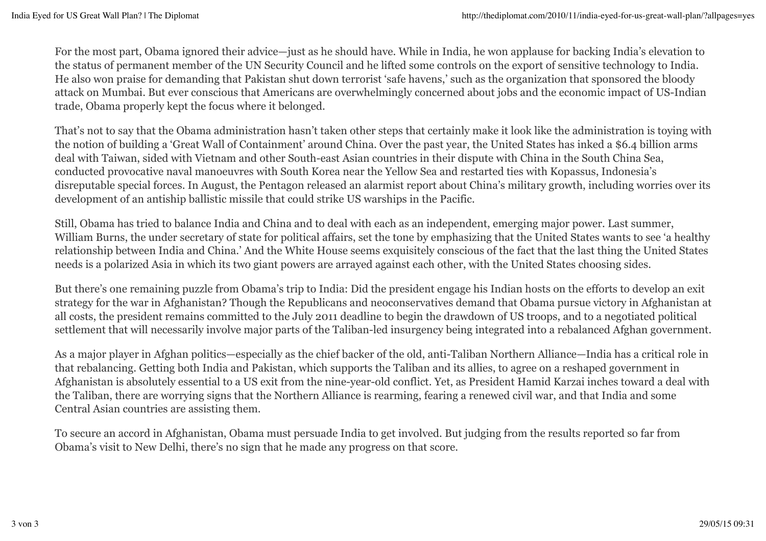For the most part, Obama ignored their advice—just as he should have. While in India, he won applause for backing India's elevation to the status of permanent member of the UN Security Council and he lifted some controls on the export of sensitive technology to India. He also won praise for demanding that Pakistan shut down terrorist 'safe havens,' such as the organization that sponsored the bloody attack on Mumbai. But ever conscious that Americans are overwhelmingly concerned about jobs and the economic impact of US-Indian trade, Obama properly kept the focus where it belonged.

That's not to say that the Obama administration hasn't taken other steps that certainly make it look like the administration is toying with the notion of building a 'Great Wall of Containment' around China. Over the past year, the United States has inked a $6.4 billion arms deal with Taiwan, sided with Vietnam and other South-east Asian countries in their dispute with China in the South China Sea, conducted provocative naval manoeuvres with South Korea near the Yellow Sea and restarted ties with Kopassus, Indonesia's disreputable special forces. In August, the Pentagon released an alarmist report about China's military growth, including worries over its development of an antiship ballistic missile that could strike US warships in the Pacific.

Still, Obama has tried to balance India and China and to deal with each as an independent, emerging major power. Last summer, William Burns, the under secretary of state for political affairs, set the tone by emphasizing that the United States wants to see 'a healthy relationship between India and China.' And the White House seems exquisitely conscious of the fact that the last thing the United States needs is a polarized Asia in which its two giant powers are arrayed against each other, with the United States choosing sides.

But there's one remaining puzzle from Obama's trip to India: Did the president engage his Indian hosts on the efforts to develop an exit strategy for the war in Afghanistan? Though the Republicans and neoconservatives demand that Obama pursue victory in Afghanistan at all costs, the president remains committed to the July 2011 deadline to begin the drawdown of US troops, and to a negotiated political settlement that will necessarily involve major parts of the Taliban-led insurgency being integrated into a rebalanced Afghan government.

As a major player in Afghan politics—especially as the chief backer of the old, anti-Taliban Northern Alliance—India has a critical role in that rebalancing. Getting both India and Pakistan, which supports the Taliban and its allies, to agree on a reshaped government in Afghanistan is absolutely essential to a US exit from the nine-year-old conflict. Yet, as President Hamid Karzai inches toward a deal with the Taliban, there are worrying signs that the Northern Alliance is rearming, fearing a renewed civil war, and that India and some Central Asian countries are assisting them.

To secure an accord in Afghanistan, Obama must persuade India to get involved. But judging from the results reported so far from Obama's visit to New Delhi, there's no sign that he made any progress on that score.